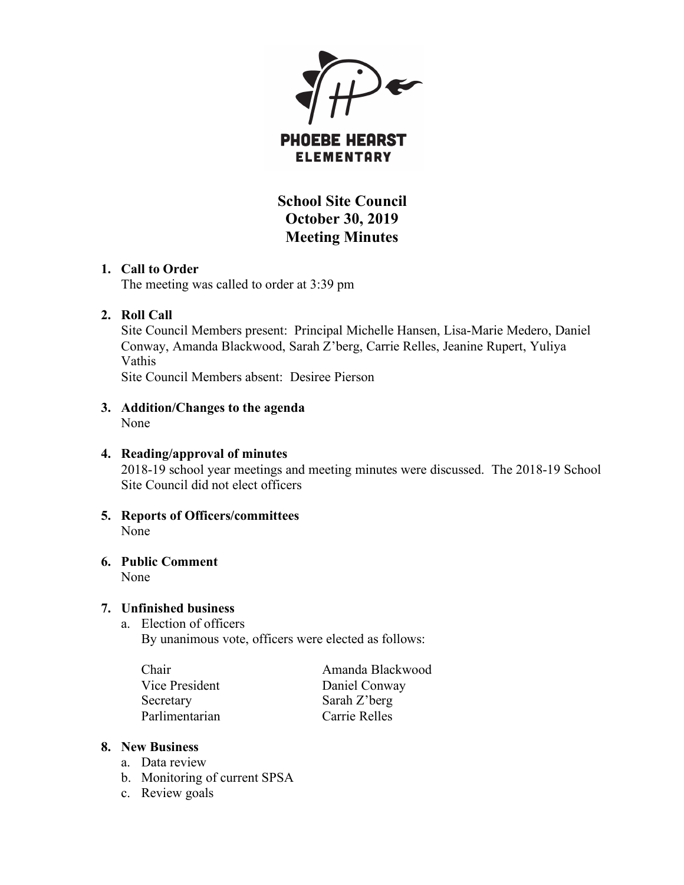PHOEBE HEARST
ELEMENTARY

# School Site Council
# October 30, 2019
# Meeting Minutes

1. **Call to Order**
   The meeting was called to order at 3:39 pm

2. **Roll Call**
   Site Council Members present: Principal Michelle Hansen, Lisa-Marie Medero, Daniel Conway, Amanda Blackwood, Sarah Z'berg, Carrie Relles, Jeanine Rupert, Yuliya Vathis
   Site Council Members absent: Desiree Pierson

3. **Addition/Changes to the agenda**
   None

4. **Reading/approval of minutes**
   2018-19 school year meetings and meeting minutes were discussed. The 2018-19 School Site Council did not elect officers

5. **Reports of Officers/committees**
   None

6. **Public Comment**
   None

7. **Unfinished business**
   a. Election of officers
      By unanimous vote, officers were elected as follows:

| | |
|---|---|
| Chair | Amanda Blackwood |
| Vice President | Daniel Conway |
| Secretary | Sarah Z'berg |
| Parlimentarian | Carrie Relles |

8. **New Business**
   a. Data review
   b. Monitoring of current SPSA
   c. Review goals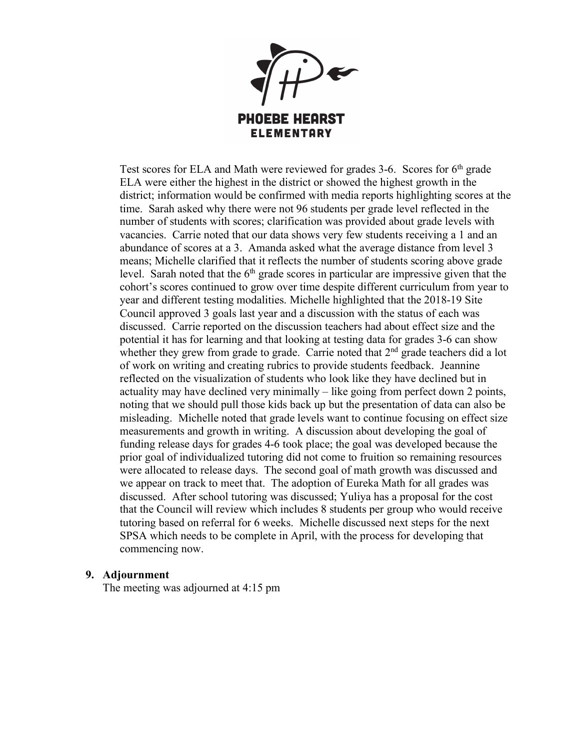Test scores for ELA and Math were reviewed for grades 3-6. Scores for 6th grade ELA were either the highest in the district or showed the highest growth in the district; information would be confirmed with media reports highlighting scores at the time. Sarah asked why there were not 96 students per grade level reflected in the number of students with scores; clarification was provided about grade levels with vacancies. Carrie noted that our data shows very few students receiving a 1 and an abundance of scores at a 3. Amanda asked what the average distance from level 3 means; Michelle clarified that it reflects the number of students scoring above grade level. Sarah noted that the 6th grade scores in particular are impressive given that the cohort's scores continued to grow over time despite different curriculum from year to year and different testing modalities. Michelle highlighted that the 2018-19 Site Council approved 3 goals last year and a discussion with the status of each was discussed. Carrie reported on the discussion teachers had about effect size and the potential it has for learning and that looking at testing data for grades 3-6 can show whether they grew from grade to grade. Carrie noted that 2nd grade teachers did a lot of work on writing and creating rubrics to provide students feedback. Jeannine reflected on the visualization of students who look like they have declined but in actuality may have declined very minimally – like going from perfect down 2 points, noting that we should pull those kids back up but the presentation of data can also be misleading. Michelle noted that grade levels want to continue focusing on effect size measurements and growth in writing. A discussion about developing the goal of funding release days for grades 4-6 took place; the goal was developed because the prior goal of individualized tutoring did not come to fruition so remaining resources were allocated to release days. The second goal of math growth was discussed and we appear on track to meet that. The adoption of Eureka Math for all grades was discussed. After school tutoring was discussed; Yuliya has a proposal for the cost that the Council will review which includes 8 students per group who would receive tutoring based on referral for 6 weeks. Michelle discussed next steps for the next SPSA which needs to be complete in April, with the process for developing that commencing now.

**9. Adjournment**

The meeting was adjourned at 4:15 pm